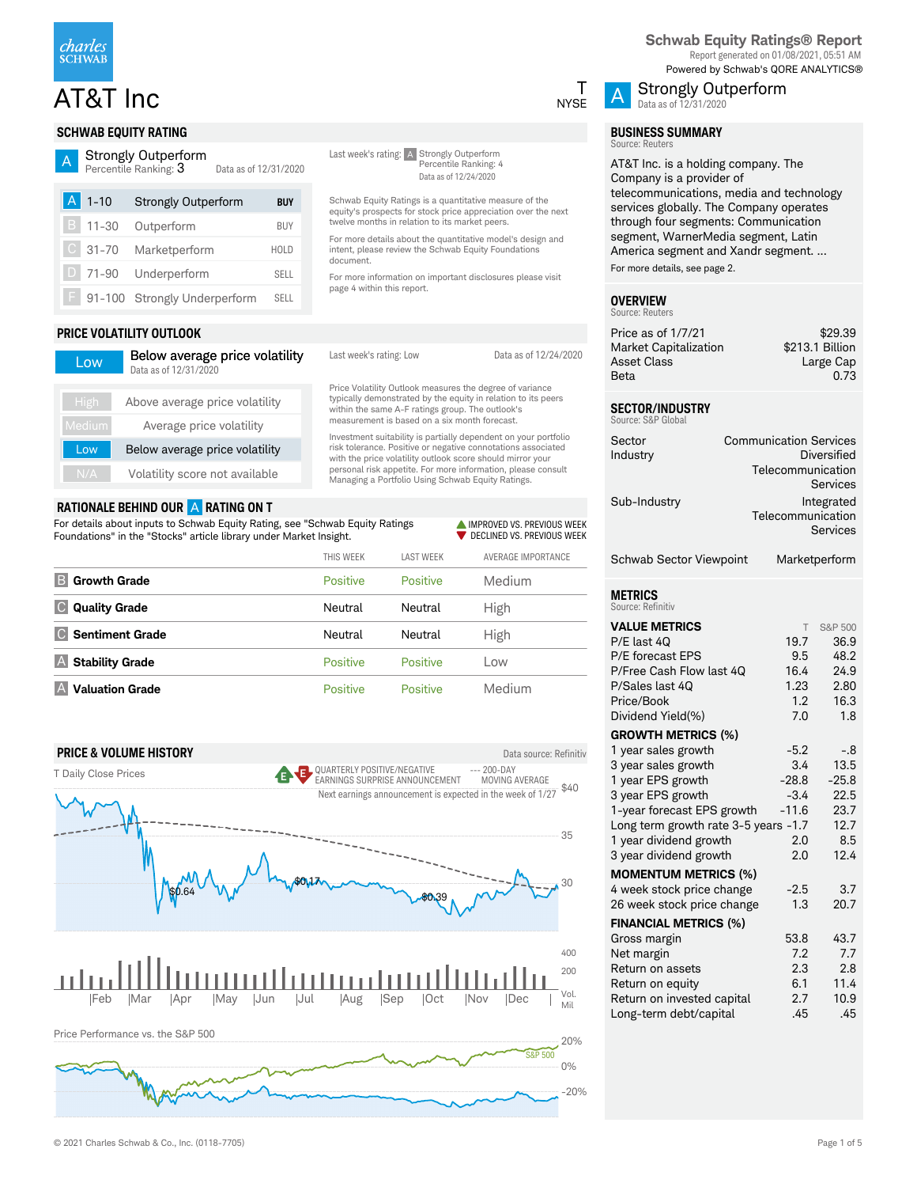# AT&T Inc

T
NYSE

**Schwab Equity Ratings® Report**
Report generated on 01/08/2021, 05:51 AM
Powered by Schwab's QORE ANALYTICS®

A Strongly Outperform
Data as of 12/31/2020

## SCHWAB EQUITY RATING

**A** Strongly Outperform
Percentile Ranking: 3 — Data as of 12/31/2020

Last week's rating: A Strongly Outperform
Percentile Ranking: 4
Data as of 12/24/2020

| | Range | Rating | Action |
|---|---|---|---|
| A | 1-10 | Strongly Outperform | **BUY** |
| B | 11-30 | Outperform | BUY |
| C | 31-70 | Marketperform | HOLD |
| D | 71-90 | Underperform | SELL |
| F | 91-100 | Strongly Underperform | SELL |

Schwab Equity Ratings is a quantitative measure of the equity's prospects for stock price appreciation over the next twelve months in relation to its market peers.

For more details about the quantitative model's design and intent, please review the Schwab Equity Foundations document.

For more information on important disclosures please visit page 4 within this report.

## PRICE VOLATILITY OUTLOOK

**Low** — Below average price volatility
Data as of 12/31/2020

Last week's rating: Low — Data as of 12/24/2020

| Rating | Description |
|---|---|
| High | Above average price volatility |
| Medium | Average price volatility |
| Low | Below average price volatility |
| N/A | Volatility score not available |

Price Volatility Outlook measures the degree of variance typically demonstrated by the equity in relation to its peers within the same A-F ratings group. The outlook's measurement is based on a six month forecast.

Investment suitability is partially dependent on your portfolio risk tolerance. Positive or negative connotations associated with the price volatility outlook score should mirror your personal risk appetite. For more information, please consult Managing a Portfolio Using Schwab Equity Ratings.

## RATIONALE BEHIND OUR A RATING ON T

For details about inputs to Schwab Equity Rating, see "Schwab Equity Ratings Foundations" in the "Stocks" article library under Market Insight.

▲ IMPROVED VS. PREVIOUS WEEK
▼ DECLINED VS. PREVIOUS WEEK

| | This Week | Last Week | Average Importance |
|---|---|---|---|
| B **Growth Grade** | Positive | Positive | Medium |
| C **Quality Grade** | Neutral | Neutral | High |
| C **Sentiment Grade** | Neutral | Neutral | High |
| A **Stability Grade** | Positive | Positive | Low |
| A **Valuation Grade** | Positive | Positive | Medium |

## PRICE & VOLUME HISTORY

Data source: Refinitiv

T Daily Close Prices

QUARTERLY POSITIVE/NEGATIVE EARNINGS SURPRISE ANNOUNCEMENT — 200-DAY MOVING AVERAGE

Next earnings announcement is expected in the week of 1/27

Price Performance vs. the S&P 500

## BUSINESS SUMMARY

Source: Reuters

AT&T Inc. is a holding company. The Company is a provider of telecommunications, media and technology services globally. The Company operates through four segments: Communication segment, WarnerMedia segment, Latin America segment and Xandr segment. ...

For more details, see page 2.

## OVERVIEW

Source: Reuters

| | |
|---|---|
| Price as of 1/7/21 | $29.39 |
| Market Capitalization | $213.1 Billion |
| Asset Class | Large Cap |
| Beta | 0.73 |

## SECTOR/INDUSTRY

Source: S&P Global

| | |
|---|---|
| Sector | Communication Services |
| Industry | Diversified Telecommunication Services |
| Sub-Industry | Integrated Telecommunication Services |
| Schwab Sector Viewpoint | Marketperform |

## METRICS

Source: Refinitiv

| **VALUE METRICS** | T | S&P 500 |
|---|---|---|
| P/E last 4Q | 19.7 | 36.9 |
| P/E forecast EPS | 9.5 | 48.2 |
| P/Free Cash Flow last 4Q | 16.4 | 24.9 |
| P/Sales last 4Q | 1.23 | 2.80 |
| Price/Book | 1.2 | 16.3 |
| Dividend Yield(%) | 7.0 | 1.8 |
| **GROWTH METRICS (%)** | | |
| 1 year sales growth | -5.2 | -.8 |
| 3 year sales growth | 3.4 | 13.5 |
| 1 year EPS growth | -28.8 | -25.8 |
| 3 year EPS growth | -3.4 | 22.5 |
| 1-year forecast EPS growth | -11.6 | 23.7 |
| Long term growth rate 3-5 years | -1.7 | 12.7 |
| 1 year dividend growth | 2.0 | 8.5 |
| 3 year dividend growth | 2.0 | 12.4 |
| **MOMENTUM METRICS (%)** | | |
| 4 week stock price change | -2.5 | 3.7 |
| 26 week stock price change | 1.3 | 20.7 |
| **FINANCIAL METRICS (%)** | | |
| Gross margin | 53.8 | 43.7 |
| Net margin | 7.2 | 7.7 |
| Return on assets | 2.3 | 2.8 |
| Return on equity | 6.1 | 11.4 |
| Return on invested capital | 2.7 | 10.9 |
| Long-term debt/capital | .45 | .45 |

© 2021 Charles Schwab & Co., Inc. (0118-7705)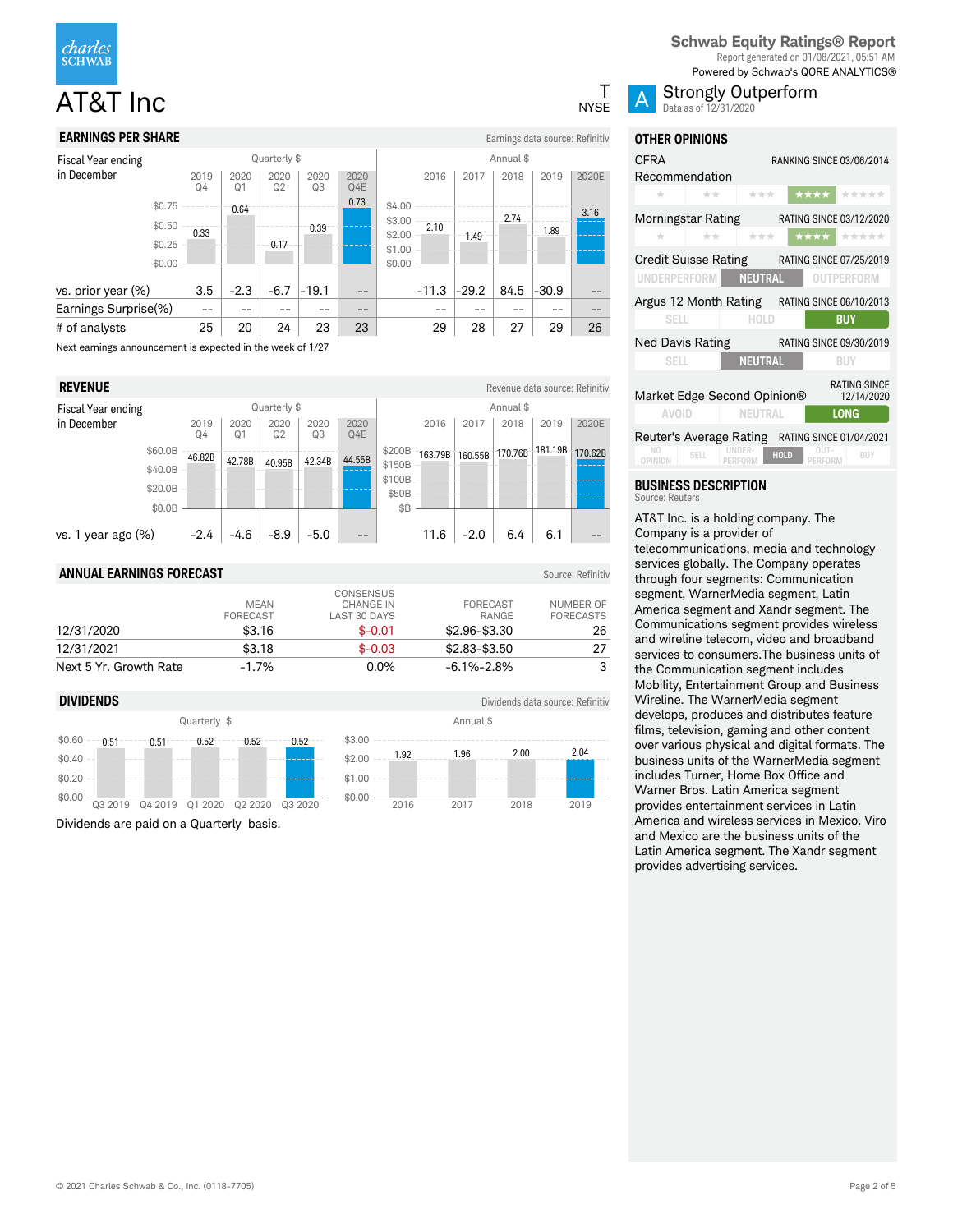Schwab Equity Ratings® Report

Report generated on 01/08/2021, 05:51 AM

Powered by Schwab's QORE ANALYTICS®

# AT&T Inc

T
NYSE

**A** Strongly Outperform
Data as of 12/31/2020

## EARNINGS PER SHARE

Earnings data source: Refinitiv

| Fiscal Year ending in December | 2019 Q4 | 2020 Q1 | 2020 Q2 | 2020 Q3 | 2020 Q4E | 2016 | 2017 | 2018 | 2019 | 2020E |
|---|---|---|---|---|---|---|---|---|---|---|
| | Quarterly $ | | | | | Annual $ | | | | |
| EPS | 0.33 | 0.64 | 0.17 | 0.39 | 0.73 | 2.10 | 1.49 | 2.74 | 1.89 | 3.16 |
| vs. prior year (%) | 3.5 | -2.3 | -6.7 | -19.1 | -- | -11.3 | -29.2 | 84.5 | -30.9 | -- |
| Earnings Surprise(%) | -- | -- | -- | -- | -- | -- | -- | -- | -- | -- |
| # of analysts | 25 | 20 | 24 | 23 | 23 | 29 | 28 | 27 | 29 | 26 |

Next earnings announcement is expected in the week of 1/27

## REVENUE

Revenue data source: Refinitiv

| Fiscal Year ending in December | 2019 Q4 | 2020 Q1 | 2020 Q2 | 2020 Q3 | 2020 Q4E | 2016 | 2017 | 2018 | 2019 | 2020E |
|---|---|---|---|---|---|---|---|---|---|---|
| | Quarterly $ | | | | | Annual $ | | | | |
| Revenue | 46.82B | 42.78B | 40.95B | 42.34B | 44.55B | 163.79B | 160.55B | 170.76B | 181.19B | 170.62B |
| vs. 1 year ago (%) | -2.4 | -4.6 | -8.9 | -5.0 | -- | 11.6 | -2.0 | 6.4 | 6.1 | -- |

## ANNUAL EARNINGS FORECAST

Source: Refinitiv

| | MEAN FORECAST | CONSENSUS CHANGE IN LAST 30 DAYS | FORECAST RANGE | NUMBER OF FORECASTS |
|---|---|---|---|---|
| 12/31/2020 | $3.16 | $-0.01 | $2.96-$3.30 | 26 |
| 12/31/2021 | $3.18 | $-0.03 | $2.83-$3.50 | 27 |
| Next 5 Yr. Growth Rate | -1.7% | 0.0% | -6.1%-2.8% | 3 |

## DIVIDENDS

Dividends data source: Refinitiv

Quarterly $

| Q3 2019 | Q4 2019 | Q1 2020 | Q2 2020 | Q3 2020 |
|---|---|---|---|---|
| 0.51 | 0.51 | 0.52 | 0.52 | 0.52 |

Annual $

| 2016 | 2017 | 2018 | 2019 |
|---|---|---|---|
| 1.92 | 1.96 | 2.00 | 2.04 |

Dividends are paid on a Quarterly basis.

## OTHER OPINIONS

| Source | Rating | Since |
|---|---|---|
| CFRA Recommendation | ★★★★ | RANKING SINCE 03/06/2014 |
| Morningstar Rating | ★★★★ | RATING SINCE 03/12/2020 |
| Credit Suisse Rating | NEUTRAL | RATING SINCE 07/25/2019 |
| Argus 12 Month Rating | BUY | RATING SINCE 06/10/2013 |
| Ned Davis Rating | NEUTRAL | RATING SINCE 09/30/2019 |
| Market Edge Second Opinion® | LONG | RATING SINCE 12/14/2020 |
| Reuter's Average Rating | HOLD | RATING SINCE 01/04/2021 |

## BUSINESS DESCRIPTION

Source: Reuters

AT&T Inc. is a holding company. The Company is a provider of telecommunications, media and technology services globally. The Company operates through four segments: Communication segment, WarnerMedia segment, Latin America segment and Xandr segment. The Communications segment provides wireless and wireline telecom, video and broadband services to consumers.The business units of the Communication segment includes Mobility, Entertainment Group and Business Wireline. The WarnerMedia segment develops, produces and distributes feature films, television, gaming and other content over various physical and digital formats. The business units of the WarnerMedia segment includes Turner, Home Box Office and Warner Bros. Latin America segment provides entertainment services in Latin America and wireless services in Mexico. Viro and Mexico are the business units of the Latin America segment. The Xandr segment provides advertising services.

© 2021 Charles Schwab & Co., Inc. (0118-7705)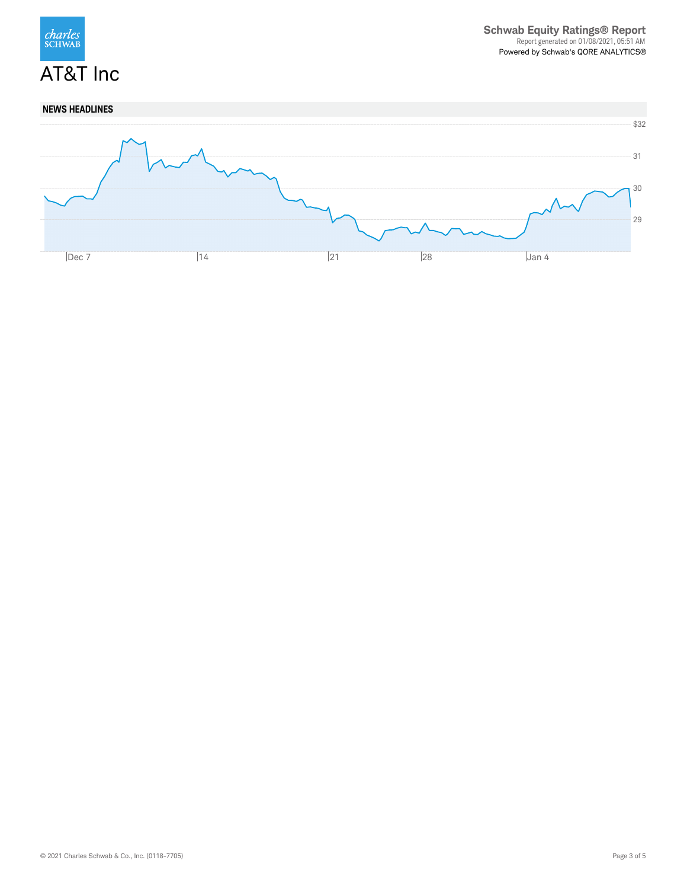# AT&T Inc

Schwab Equity Ratings® Report
Report generated on 01/08/2021, 05:51 AM
Powered by Schwab's QORE ANALYTICS®

## NEWS HEADLINES

$32
31
30
29

Dec 7 | 14 | 21 | 28 | Jan 4

© 2021 Charles Schwab & Co., Inc. (0118-7705)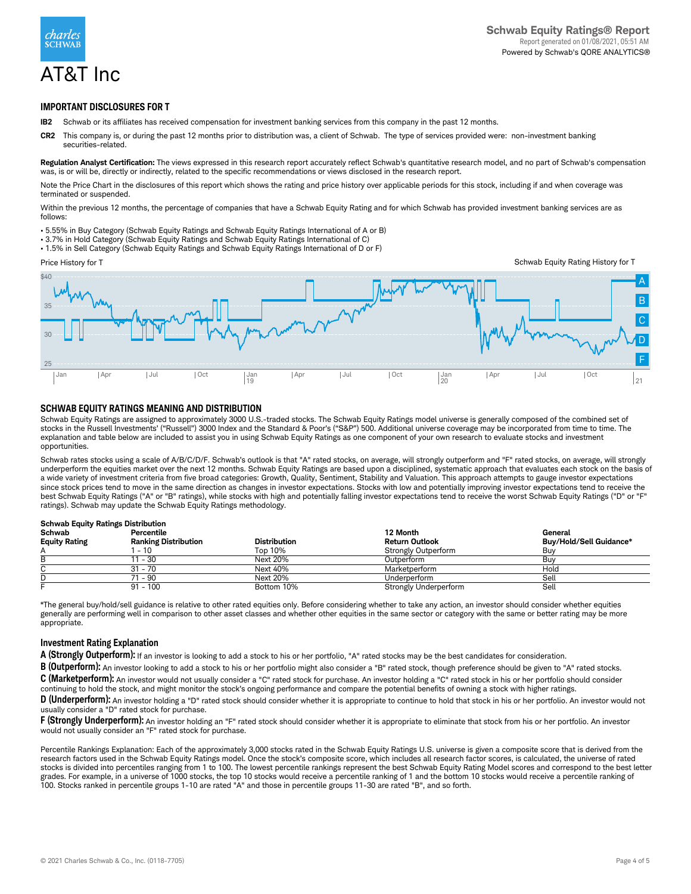# AT&T Inc

Schwab Equity Ratings® Report
Report generated on 01/08/2021, 05:51 AM
Powered by Schwab's QORE ANALYTICS®

## IMPORTANT DISCLOSURES FOR T

**IB2** Schwab or its affiliates has received compensation for investment banking services from this company in the past 12 months.

**CR2** This company is, or during the past 12 months prior to distribution was, a client of Schwab. The type of services provided were: non-investment banking securities-related.

**Regulation Analyst Certification:** The views expressed in this research report accurately reflect Schwab's quantitative research model, and no part of Schwab's compensation was, is or will be, directly or indirectly, related to the specific recommendations or views disclosed in the research report.

Note the Price Chart in the disclosures of this report which shows the rating and price history over applicable periods for this stock, including if and when coverage was terminated or suspended.

Within the previous 12 months, the percentage of companies that have a Schwab Equity Rating and for which Schwab has provided investment banking services are as follows:

- 5.55% in Buy Category (Schwab Equity Ratings and Schwab Equity Ratings International of A or B)
- 3.7% in Hold Category (Schwab Equity Ratings and Schwab Equity Ratings International of C)
- 1.5% in Sell Category (Schwab Equity Ratings and Schwab Equity Ratings International of D or F)

Price History for T

Schwab Equity Rating History for T

## SCHWAB EQUITY RATINGS MEANING AND DISTRIBUTION

Schwab Equity Ratings are assigned to approximately 3000 U.S.-traded stocks. The Schwab Equity Ratings model universe is generally composed of the combined set of stocks in the Russell Investments' ("Russell") 3000 Index and the Standard & Poor's ("S&P") 500. Additional universe coverage may be incorporated from time to time. The explanation and table below are included to assist you in using Schwab Equity Ratings as one component of your own research to evaluate stocks and investment opportunities.

Schwab rates stocks using a scale of A/B/C/D/F. Schwab's outlook is that "A" rated stocks, on average, will strongly outperform and "F" rated stocks, on average, will strongly underperform the equities market over the next 12 months. Schwab Equity Ratings are based upon a disciplined, systematic approach that evaluates each stock on the basis of a wide variety of investment criteria from five broad categories: Growth, Quality, Sentiment, Stability and Valuation. This approach attempts to gauge investor expectations since stock prices tend to move in the same direction as changes in investor expectations. Stocks with low and potentially improving investor expectations tend to receive the best Schwab Equity Ratings ("A" or "B" ratings), while stocks with high and potentially falling investor expectations tend to receive the worst Schwab Equity Ratings ("D" or "F" ratings). Schwab may update the Schwab Equity Ratings methodology.

**Schwab Equity Ratings Distribution**

| Schwab Equity Rating | Percentile Ranking Distribution | Distribution | 12 Month Return Outlook | General Buy/Hold/Sell Guidance* |
|---|---|---|---|---|
| A | 1 - 10 | Top 10% | Strongly Outperform | Buy |
| B | 11 - 30 | Next 20% | Outperform | Buy |
| C | 31 - 70 | Next 40% | Marketperform | Hold |
| D | 71 - 90 | Next 20% | Underperform | Sell |
| F | 91 - 100 | Bottom 10% | Strongly Underperform | Sell |

*The general buy/hold/sell guidance is relative to other rated equities only. Before considering whether to take any action, an investor should consider whether equities generally are performing well in comparison to other asset classes and whether other equities in the same sector or category with the same or better rating may be more appropriate.

### Investment Rating Explanation

**A (Strongly Outperform):** If an investor is looking to add a stock to his or her portfolio, "A" rated stocks may be the best candidates for consideration.

**B (Outperform):** An investor looking to add a stock to his or her portfolio might also consider a "B" rated stock, though preference should be given to "A" rated stocks.

**C (Marketperform):** An investor would not usually consider a "C" rated stock for purchase. An investor holding a "C" rated stock in his or her portfolio should consider continuing to hold the stock, and might monitor the stock's ongoing performance and compare the potential benefits of owning a stock with higher ratings.

**D (Underperform):** An investor holding a "D" rated stock should consider whether it is appropriate to continue to hold that stock in his or her portfolio. An investor would not usually consider a "D" rated stock for purchase.

**F (Strongly Underperform):** An investor holding an "F" rated stock should consider whether it is appropriate to eliminate that stock from his or her portfolio. An investor would not usually consider an "F" rated stock for purchase.

Percentile Rankings Explanation: Each of the approximately 3,000 stocks rated in the Schwab Equity Ratings U.S. universe is given a composite score that is derived from the research factors used in the Schwab Equity Ratings model. Once the stock's composite score, which includes all research factor scores, is calculated, the universe of rated stocks is divided into percentiles ranging from 1 to 100. The lowest percentile rankings represent the best Schwab Equity Rating Model scores and correspond to the best letter grades. For example, in a universe of 1000 stocks, the top 10 stocks would receive a percentile ranking of 1 and the bottom 10 stocks would receive a percentile ranking of 100. Stocks ranked in percentile groups 1-10 are rated "A" and those in percentile groups 11-30 are rated "B", and so forth.

© 2021 Charles Schwab & Co., Inc. (0118-7705)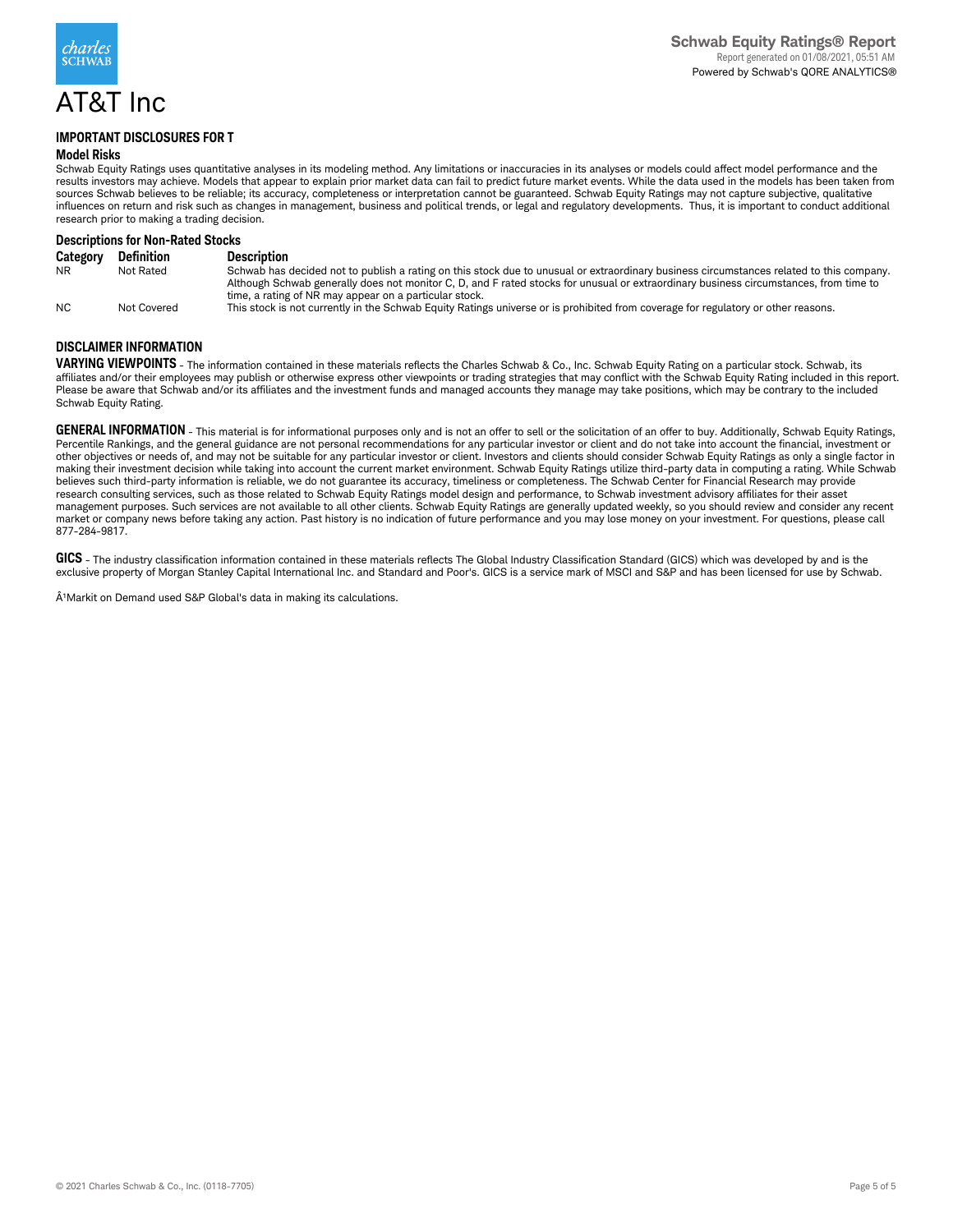# AT&T Inc

## IMPORTANT DISCLOSURES FOR T

### Model Risks

Schwab Equity Ratings uses quantitative analyses in its modeling method. Any limitations or inaccuracies in its analyses or models could affect model performance and the results investors may achieve. Models that appear to explain prior market data can fail to predict future market events. While the data used in the models has been taken from sources Schwab believes to be reliable; its accuracy, completeness or interpretation cannot be guaranteed. Schwab Equity Ratings may not capture subjective, qualitative influences on return and risk such as changes in management, business and political trends, or legal and regulatory developments. Thus, it is important to conduct additional research prior to making a trading decision.

### Descriptions for Non-Rated Stocks

| Category | Definition | Description |
|---|---|---|
| NR | Not Rated | Schwab has decided not to publish a rating on this stock due to unusual or extraordinary business circumstances related to this company. Although Schwab generally does not monitor C, D, and F rated stocks for unusual or extraordinary business circumstances, from time to time, a rating of NR may appear on a particular stock. |
| NC | Not Covered | This stock is not currently in the Schwab Equity Ratings universe or is prohibited from coverage for regulatory or other reasons. |

## DISCLAIMER INFORMATION

**VARYING VIEWPOINTS** - The information contained in these materials reflects the Charles Schwab & Co., Inc. Schwab Equity Rating on a particular stock. Schwab, its affiliates and/or their employees may publish or otherwise express other viewpoints or trading strategies that may conflict with the Schwab Equity Rating included in this report. Please be aware that Schwab and/or its affiliates and the investment funds and managed accounts they manage may take positions, which may be contrary to the included Schwab Equity Rating.

**GENERAL INFORMATION** - This material is for informational purposes only and is not an offer to sell or the solicitation of an offer to buy. Additionally, Schwab Equity Ratings, Percentile Rankings, and the general guidance are not personal recommendations for any particular investor or client and do not take into account the financial, investment or other objectives or needs of, and may not be suitable for any particular investor or client. Investors and clients should consider Schwab Equity Ratings as only a single factor in making their investment decision while taking into account the current market environment. Schwab Equity Ratings utilize third-party data in computing a rating. While Schwab believes such third-party information is reliable, we do not guarantee its accuracy, timeliness or completeness. The Schwab Center for Financial Research may provide research consulting services, such as those related to Schwab Equity Ratings model design and performance, to Schwab investment advisory affiliates for their asset management purposes. Such services are not available to all other clients. Schwab Equity Ratings are generally updated weekly, so you should review and consider any recent market or company news before taking any action. Past history is no indication of future performance and you may lose money on your investment. For questions, please call 877-284-9817.

**GICS** - The industry classification information contained in these materials reflects The Global Industry Classification Standard (GICS) which was developed by and is the exclusive property of Morgan Stanley Capital International Inc. and Standard and Poor's. GICS is a service mark of MSCI and S&P and has been licensed for use by Schwab.

Â¹Markit on Demand used S&P Global's data in making its calculations.